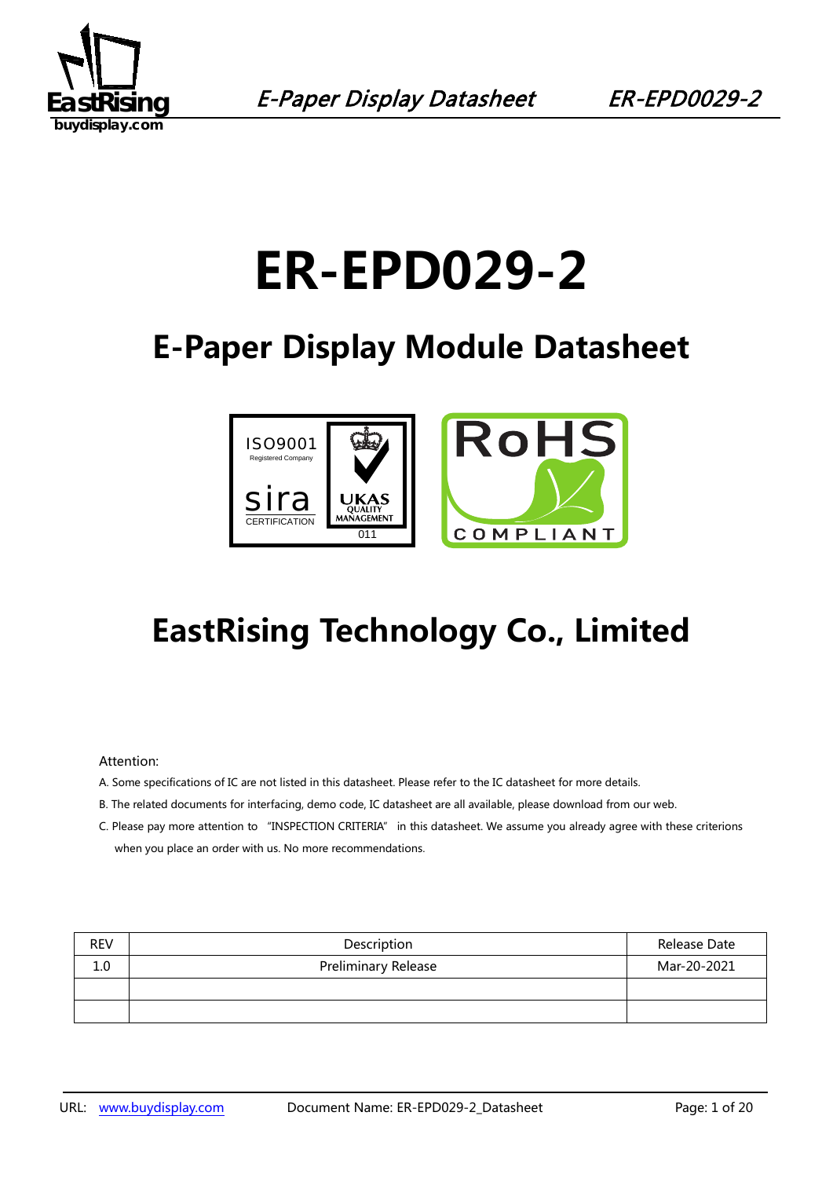# ER-EPD029-2

## E-Paper Display Module Datasheet

## EastRising Technology Co., Limited

Attention:

A. Some specifications of IC are not listed in this datasheet. Please refer to the IC datasheet for more details.

B. The related documents for interfacing, demo code, IC datasheet are all available, please download from our web.

C. Please pay more attention to "INSPECTION CRITERIA" in this datasheet. We assume you already agree with these criterions when you place an order with us. No more recommendations.

| REV | Description | Release Date |
|---|---|---|
| 1.0 | Preliminary Release | Mar-20-2021 |
| | | |
| | | |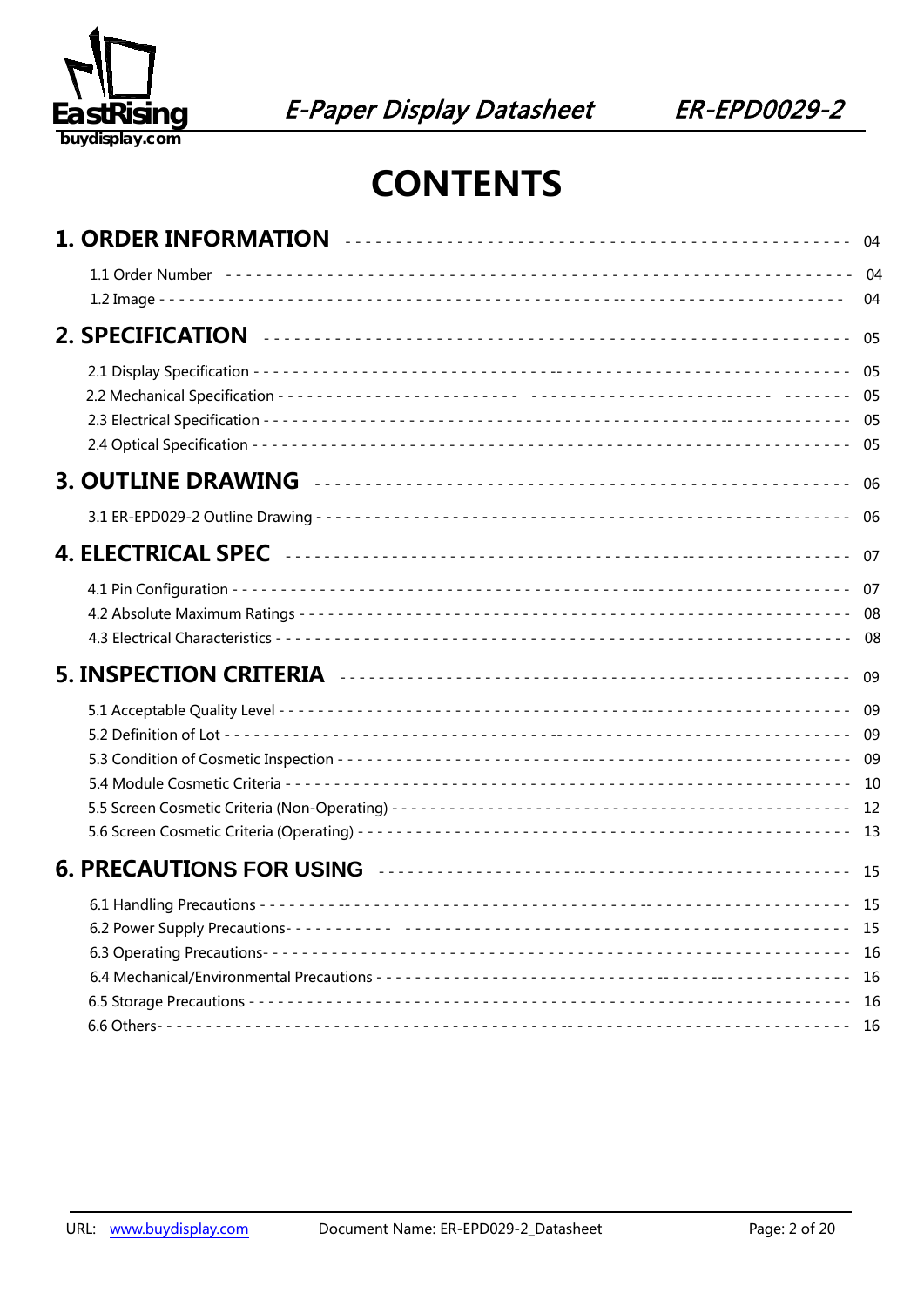# CONTENTS

| Section | Page |
|---|---|
| **1. ORDER INFORMATION** | 04 |
| 1.1 Order Number | 04 |
| 1.2 Image | 04 |
| **2. SPECIFICATION** | 05 |
| 2.1 Display Specification | 05 |
| 2.2 Mechanical Specification | 05 |
| 2.3 Electrical Specification | 05 |
| 2.4 Optical Specification | 05 |
| **3. OUTLINE DRAWING** | 06 |
| 3.1 ER-EPD029-2 Outline Drawing | 06 |
| **4. ELECTRICAL SPEC** | 07 |
| 4.1 Pin Configuration | 07 |
| 4.2 Absolute Maximum Ratings | 08 |
| 4.3 Electrical Characteristics | 08 |
| **5. INSPECTION CRITERIA** | 09 |
| 5.1 Acceptable Quality Level | 09 |
| 5.2 Definition of Lot | 09 |
| 5.3 Condition of Cosmetic Inspection | 09 |
| 5.4 Module Cosmetic Criteria | 10 |
| 5.5 Screen Cosmetic Criteria (Non-Operating) | 12 |
| 5.6 Screen Cosmetic Criteria (Operating) | 13 |
| **6. PRECAUTIONS FOR USING** | 15 |
| 6.1 Handling Precautions | 15 |
| 6.2 Power Supply Precautions | 15 |
| 6.3 Operating Precautions | 16 |
| 6.4 Mechanical/Environmental Precautions | 16 |
| 6.5 Storage Precautions | 16 |
| 6.6 Others | 16 |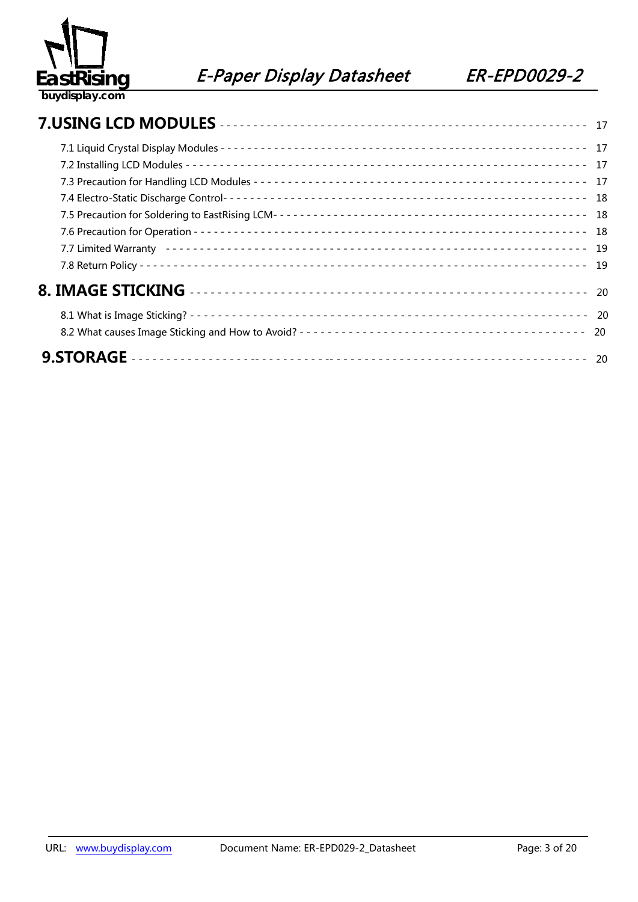**7.USING LCD MODULES** ---------- 17

7.1 Liquid Crystal Display Modules ---------- 17
7.2 Installing LCD Modules ---------- 17
7.3 Precaution for Handling LCD Modules ---------- 17
7.4 Electro-Static Discharge Control---------- 18
7.5 Precaution for Soldering to EastRising LCM---------- 18
7.6 Precaution for Operation ---------- 18
7.7 Limited Warranty ---------- 19
7.8 Return Policy ---------- 19

**8. IMAGE STICKING** ---------- 20

8.1 What is Image Sticking? ---------- 20
8.2 What causes Image Sticking and How to Avoid? ---------- 20

**9.STORAGE** ---------- 20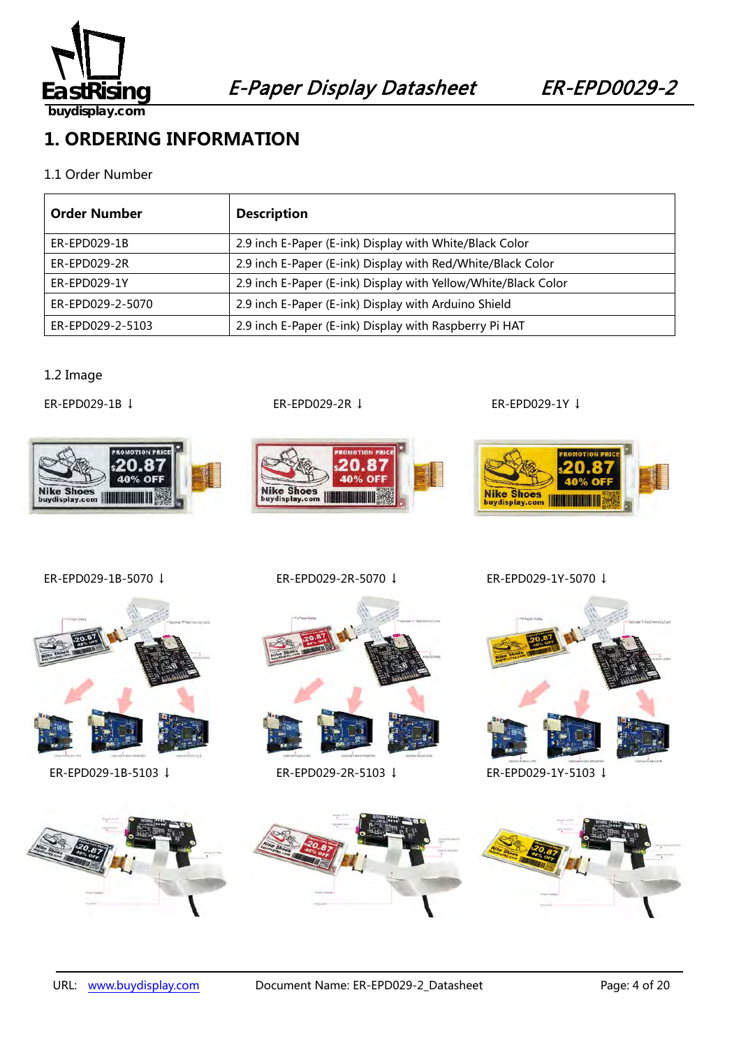# 1. ORDERING INFORMATION

1.1 Order Number

| Order Number | Description |
| --- | --- |
| ER-EPD029-1B | 2.9 inch E-Paper (E-ink) Display with White/Black Color |
| ER-EPD029-2R | 2.9 inch E-Paper (E-ink) Display with Red/White/Black Color |
| ER-EPD029-1Y | 2.9 inch E-Paper (E-ink) Display with Yellow/White/Black Color |
| ER-EPD029-2-5070 | 2.9 inch E-Paper (E-ink) Display with Arduino Shield |
| ER-EPD029-2-5103 | 2.9 inch E-Paper (E-ink) Display with Raspberry Pi HAT |

1.2 Image

ER-EPD029-1B ↓

ER-EPD029-2R ↓

ER-EPD029-1Y ↓

ER-EPD029-1B-5070 ↓

ER-EPD029-2R-5070 ↓

ER-EPD029-1Y-5070 ↓

ER-EPD029-1B-5103 ↓

ER-EPD029-2R-5103 ↓

ER-EPD029-1Y-5103 ↓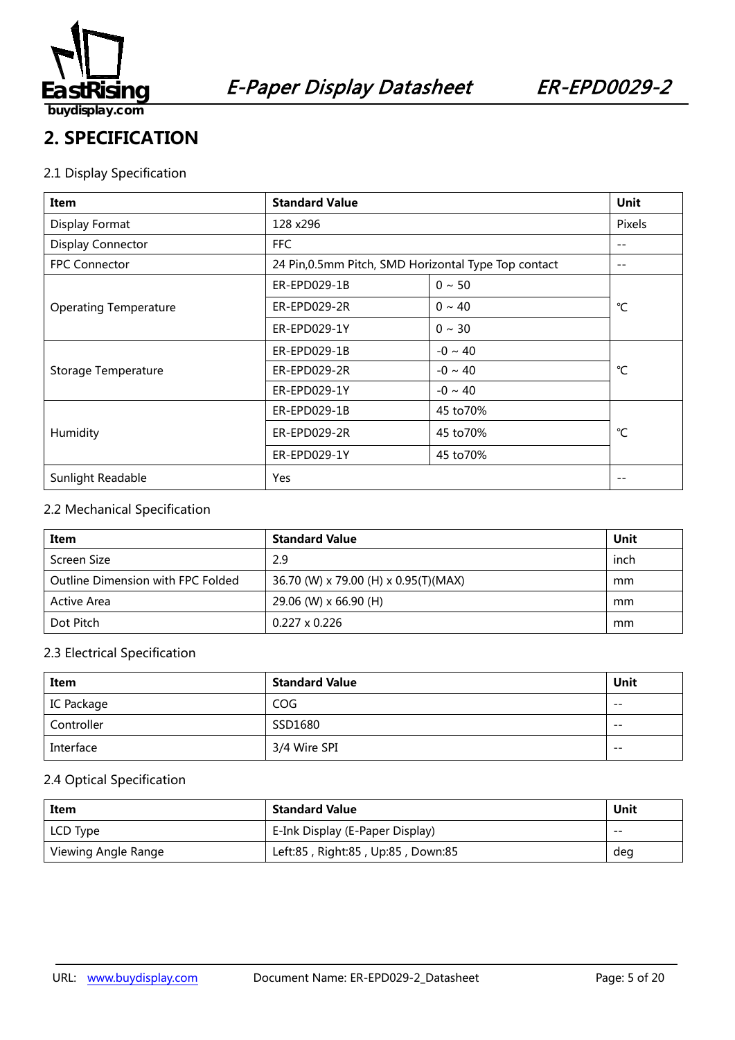## 2. SPECIFICATION

### 2.1 Display Specification

| Item | Standard Value | | Unit |
|---|---|---|---|
| Display Format | 128 x296 | | Pixels |
| Display Connector | FFC | | -- |
| FPC Connector | 24 Pin,0.5mm Pitch, SMD Horizontal Type Top contact | | -- |
| Operating Temperature | ER-EPD029-1B | 0 ~ 50 | ℃ |
| | ER-EPD029-2R | 0 ~ 40 | |
| | ER-EPD029-1Y | 0 ~ 30 | |
| Storage Temperature | ER-EPD029-1B | -0 ~ 40 | ℃ |
| | ER-EPD029-2R | -0 ~ 40 | |
| | ER-EPD029-1Y | -0 ~ 40 | |
| Humidity | ER-EPD029-1B | 45 to70% | ℃ |
| | ER-EPD029-2R | 45 to70% | |
| | ER-EPD029-1Y | 45 to70% | |
| Sunlight Readable | Yes | | -- |

### 2.2 Mechanical Specification

| Item | Standard Value | Unit |
|---|---|---|
| Screen Size | 2.9 | inch |
| Outline Dimension with FPC Folded | 36.70 (W) x 79.00 (H) x 0.95(T)(MAX) | mm |
| Active Area | 29.06 (W) x 66.90 (H) | mm |
| Dot Pitch | 0.227 x 0.226 | mm |

### 2.3 Electrical Specification

| Item | Standard Value | Unit |
|---|---|---|
| IC Package | COG | -- |
| Controller | SSD1680 | -- |
| Interface | 3/4 Wire SPI | -- |

### 2.4 Optical Specification

| Item | Standard Value | Unit |
|---|---|---|
| LCD Type | E-Ink Display (E-Paper Display) | -- |
| Viewing Angle Range | Left:85 , Right:85 , Up:85 , Down:85 | deg |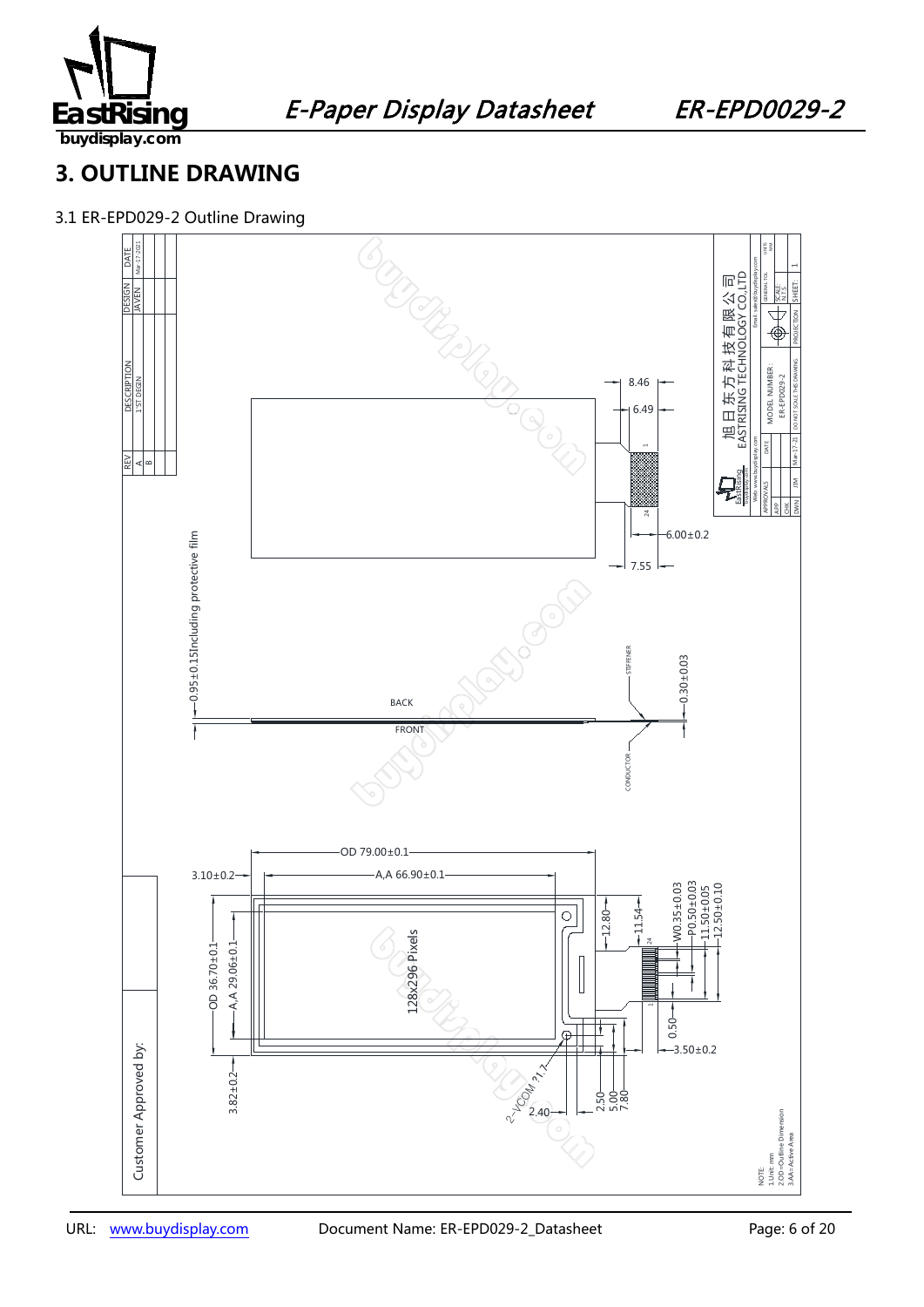# 3. OUTLINE DRAWING

3.1 ER-EPD029-2 Outline Drawing

| REV | DESCRIPTION | DESIGN | DATE |
| --- | --- | --- | --- |
| A | 1'ST DEGIN | JAVEN | Mar-17-2021 |
| B | | | |

旭日东方科技有限公司
EASTRISING TECHNOLOGY CO.,LTD

MODEL NUMBER: ER-EPD029-2

DO NOT SCALE THIS DRAWING.

SCALE: N.T.S.

SHEET: 1

UNITS: MM

APPROVALS / DATE: APP / CHK / DWN JIM Mar-17-21

8.46
6.49
6.00±0.2
7.55
0.95±0.15Including protective film
STIFFENER
0.30±0.03
BACK
FRONT
CONDUCTOR
OD 79.00±0.1
A,A 66.90±0.1
3.10±0.2
OD 36.70±0.1
A,A 29.06±0.1
128x296 Pixels
12.80
11.54
W0.35±0.03
P0.50±0.03
11.50±0.05
12.50±0.10
0.50
3.50±0.2
3.82±0.2
2-VCOM ?1.7
2.40
2.50
5.00
7.80

Customer Approved by:

NOTE:
1.Unit: mm
2.OD=Outline Dimension
3.AA= Active Area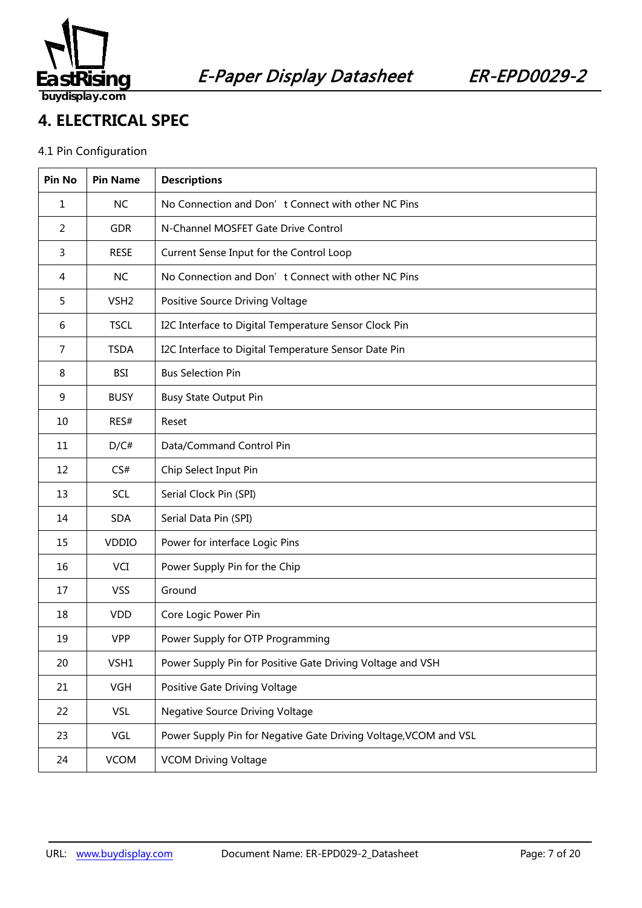# 4. ELECTRICAL SPEC

4.1 Pin Configuration

| Pin No | Pin Name | Descriptions |
|---|---|---|
| 1 | NC | No Connection and Don’t Connect with other NC Pins |
| 2 | GDR | N-Channel MOSFET Gate Drive Control |
| 3 | RESE | Current Sense Input for the Control Loop |
| 4 | NC | No Connection and Don’t Connect with other NC Pins |
| 5 | VSH2 | Positive Source Driving Voltage |
| 6 | TSCL | I2C Interface to Digital Temperature Sensor Clock Pin |
| 7 | TSDA | I2C Interface to Digital Temperature Sensor Date Pin |
| 8 | BSI | Bus Selection Pin |
| 9 | BUSY | Busy State Output Pin |
| 10 | RES# | Reset |
| 11 | D/C# | Data/Command Control Pin |
| 12 | CS# | Chip Select Input Pin |
| 13 | SCL | Serial Clock Pin (SPI) |
| 14 | SDA | Serial Data Pin (SPI) |
| 15 | VDDIO | Power for interface Logic Pins |
| 16 | VCI | Power Supply Pin for the Chip |
| 17 | VSS | Ground |
| 18 | VDD | Core Logic Power Pin |
| 19 | VPP | Power Supply for OTP Programming |
| 20 | VSH1 | Power Supply Pin for Positive Gate Driving Voltage and VSH |
| 21 | VGH | Positive Gate Driving Voltage |
| 22 | VSL | Negative Source Driving Voltage |
| 23 | VGL | Power Supply Pin for Negative Gate Driving Voltage,VCOM and VSL |
| 24 | VCOM | VCOM Driving Voltage |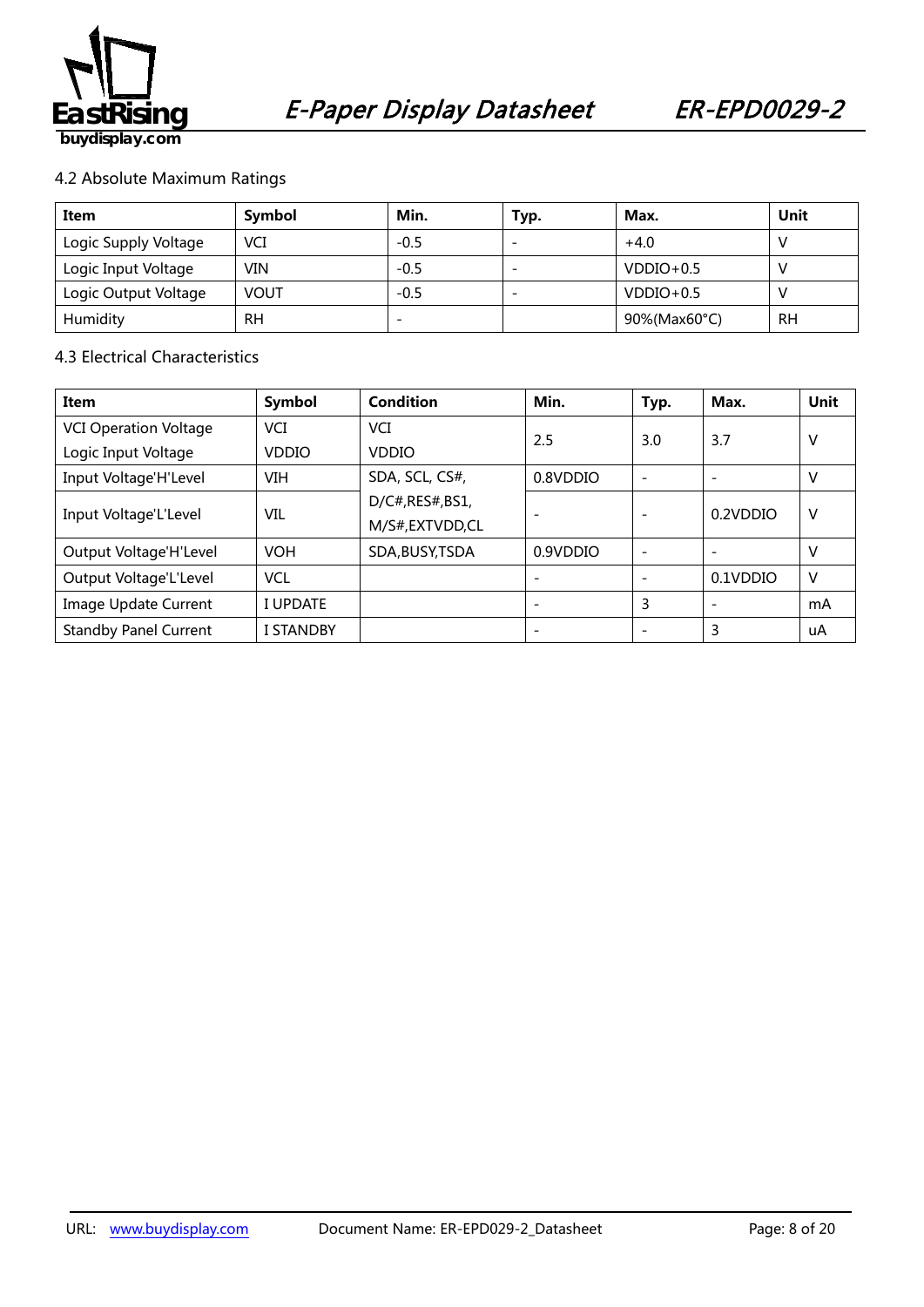### 4.2 Absolute Maximum Ratings

| Item | Symbol | Min. | Typ. | Max. | Unit |
|---|---|---|---|---|---|
| Logic Supply Voltage | VCI | -0.5 | - | +4.0 | V |
| Logic Input Voltage | VIN | -0.5 | - | VDDIO+0.5 | V |
| Logic Output Voltage | VOUT | -0.5 | - | VDDIO+0.5 | V |
| Humidity | RH | - | | 90%(Max60°C) | RH |

### 4.3 Electrical Characteristics

| Item | Symbol | Condition | Min. | Typ. | Max. | Unit |
|---|---|---|---|---|---|---|
| VCI Operation Voltage<br>Logic Input Voltage | VCI<br>VDDIO | VCI<br>VDDIO | 2.5 | 3.0 | 3.7 | V |
| Input Voltage'H'Level | VIH | SDA, SCL, CS#,<br>D/C#,RES#,BS1,<br>M/S#,EXTVDD,CL | 0.8VDDIO | - | - | V |
| Input Voltage'L'Level | VIL | | - | - | 0.2VDDIO | V |
| Output Voltage'H'Level | VOH | SDA,BUSY,TSDA | 0.9VDDIO | - | - | V |
| Output Voltage'L'Level | VCL | | - | - | 0.1VDDIO | V |
| Image Update Current | I UPDATE | | - | 3 | - | mA |
| Standby Panel Current | I STANDBY | | - | - | 3 | uA |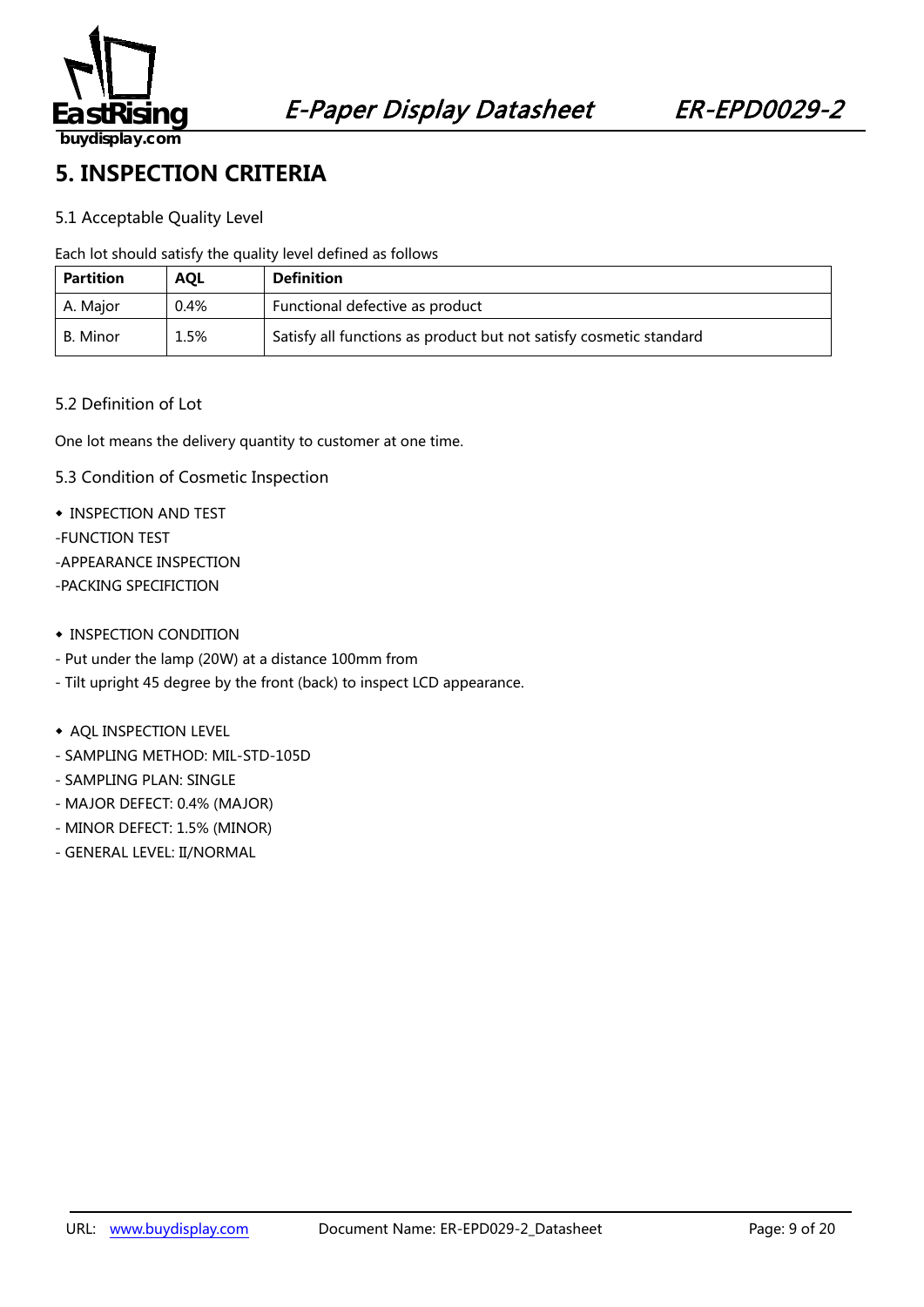# 5. INSPECTION CRITERIA

## 5.1 Acceptable Quality Level

Each lot should satisfy the quality level defined as follows

| Partition | AQL | Definition |
| --- | --- | --- |
| A. Major | 0.4% | Functional defective as product |
| B. Minor | 1.5% | Satisfy all functions as product but not satisfy cosmetic standard |

## 5.2 Definition of Lot

One lot means the delivery quantity to customer at one time.

## 5.3 Condition of Cosmetic Inspection

◆ INSPECTION AND TEST

-FUNCTION TEST

-APPEARANCE INSPECTION

-PACKING SPECIFICTION

◆ INSPECTION CONDITION

- Put under the lamp (20W) at a distance 100mm from
- Tilt upright 45 degree by the front (back) to inspect LCD appearance.

◆ AQL INSPECTION LEVEL

- SAMPLING METHOD: MIL-STD-105D
- SAMPLING PLAN: SINGLE
- MAJOR DEFECT: 0.4% (MAJOR)
- MINOR DEFECT: 1.5% (MINOR)
- GENERAL LEVEL: II/NORMAL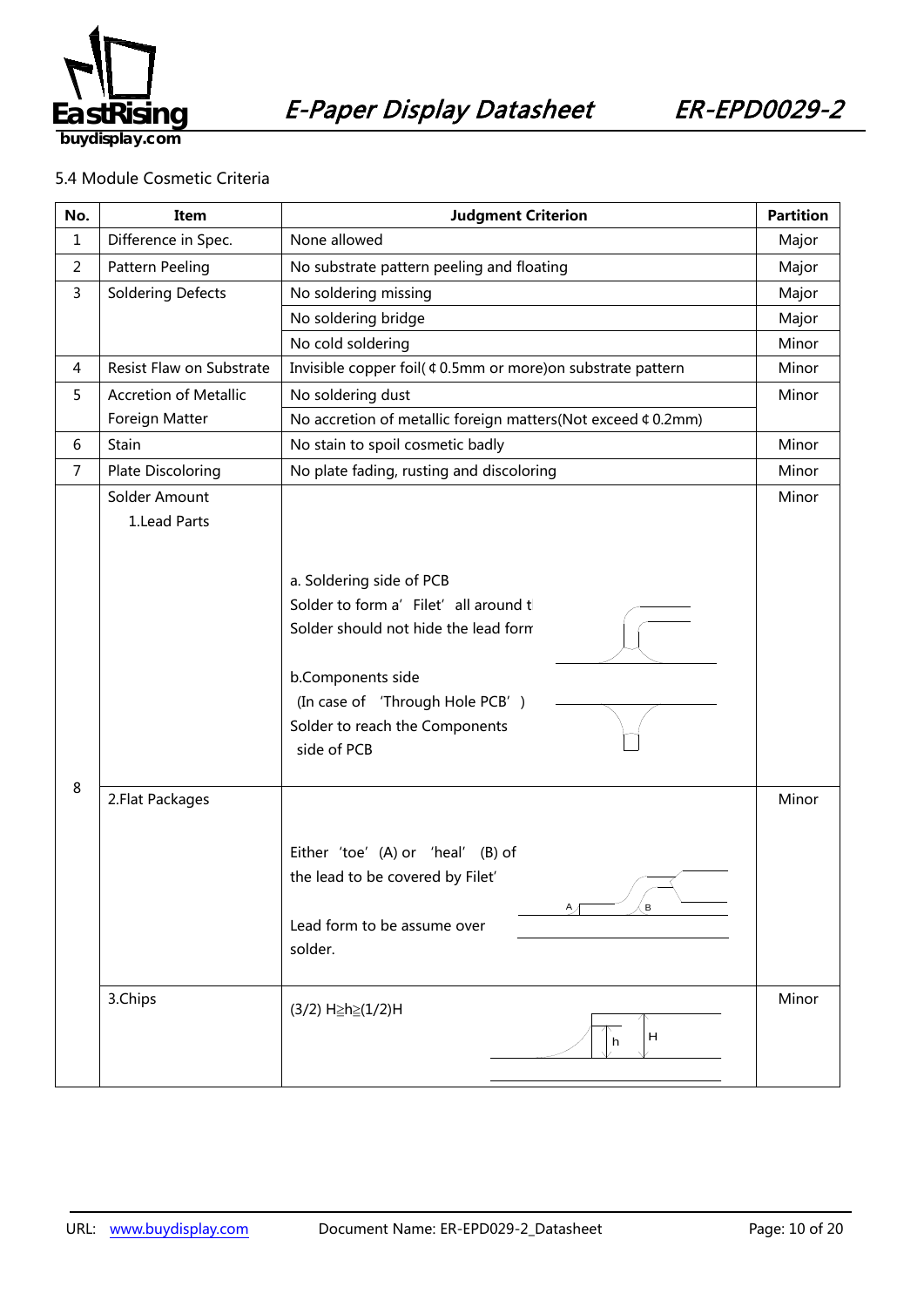5.4 Module Cosmetic Criteria

| No. | Item | Judgment Criterion | Partition |
|---|---|---|---|
| 1 | Difference in Spec. | None allowed | Major |
| 2 | Pattern Peeling | No substrate pattern peeling and floating | Major |
| 3 | Soldering Defects | No soldering missing | Major |
| | | No soldering bridge | Major |
| | | No cold soldering | Minor |
| 4 | Resist Flaw on Substrate | Invisible copper foil(¢0.5mm or more)on substrate pattern | Minor |
| 5 | Accretion of Metallic Foreign Matter | No soldering dust | Minor |
| | | No accretion of metallic foreign matters(Not exceed ¢0.2mm) | |
| 6 | Stain | No stain to spoil cosmetic badly | Minor |
| 7 | Plate Discoloring | No plate fading, rusting and discoloring | Minor |
| 8 | Solder Amount<br>1.Lead Parts | a. Soldering side of PCB<br>Solder to form a' Filet' all around t<br>Solder should not hide the lead form<br><br>b.Components side<br>(In case of 'Through Hole PCB' )<br>Solder to reach the Components side of PCB | Minor |
| | 2.Flat Packages | Either 'toe' (A) or 'heal' (B) of the lead to be covered by Filet'<br><br>Lead form to be assume over solder. | Minor |
| | 3.Chips | (3/2) H≧h≧(1/2)H | Minor |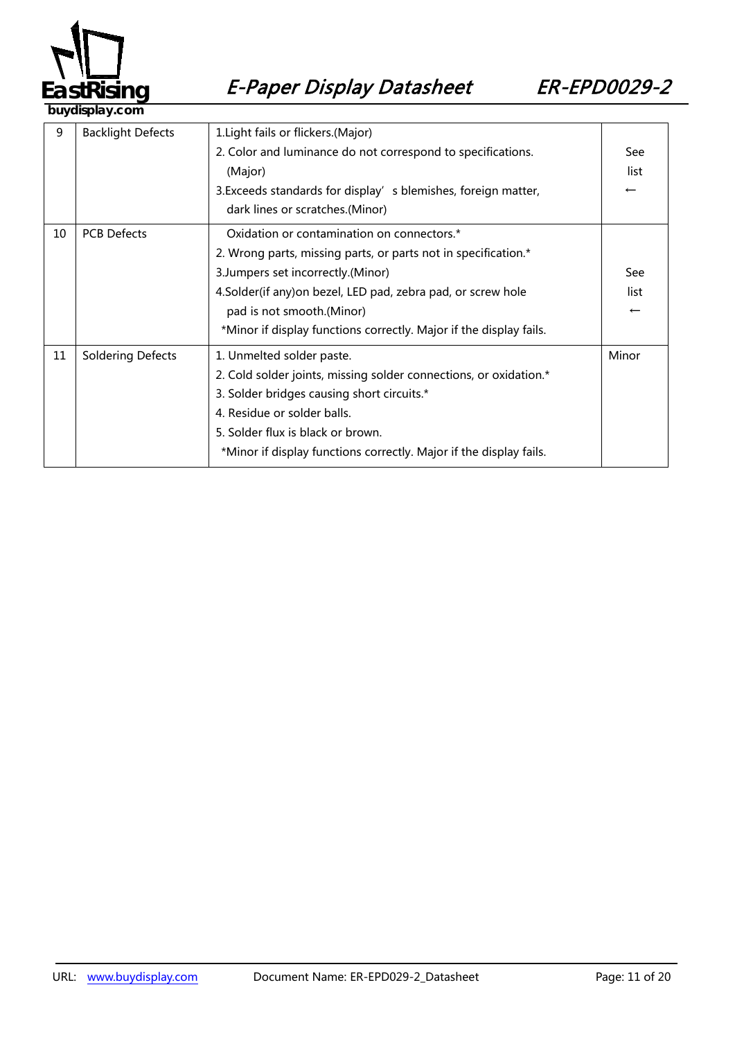| 9 | Backlight Defects | 1.Light fails or flickers.(Major)<br>2. Color and luminance do not correspond to specifications. (Major)<br>3.Exceeds standards for display' s blemishes, foreign matter, dark lines or scratches.(Minor) | See list ← |
|---|---|---|---|
| 10 | PCB Defects | Oxidation or contamination on connectors.*<br>2. Wrong parts, missing parts, or parts not in specification.*<br>3.Jumpers set incorrectly.(Minor)<br>4.Solder(if any)on bezel, LED pad, zebra pad, or screw hole pad is not smooth.(Minor)<br>*Minor if display functions correctly. Major if the display fails. | See list ← |
| 11 | Soldering Defects | 1. Unmelted solder paste.<br>2. Cold solder joints, missing solder connections, or oxidation.*<br>3. Solder bridges causing short circuits.*<br>4. Residue or solder balls.<br>5. Solder flux is black or brown.<br>*Minor if display functions correctly. Major if the display fails. | Minor |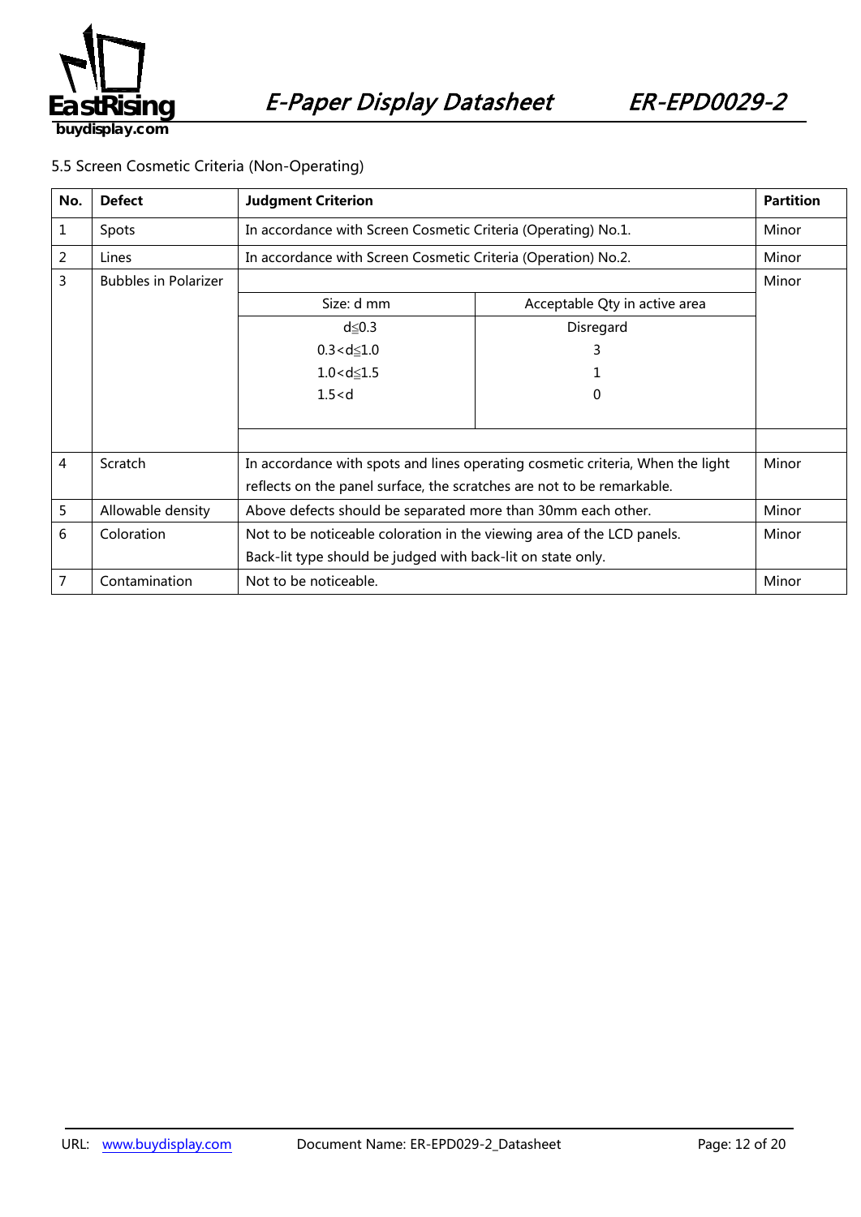### 5.5 Screen Cosmetic Criteria (Non-Operating)

| No. | Defect | Judgment Criterion | | Partition |
|---|---|---|---|---|
| 1 | Spots | In accordance with Screen Cosmetic Criteria (Operating) No.1. | | Minor |
| 2 | Lines | In accordance with Screen Cosmetic Criteria (Operation) No.2. | | Minor |
| 3 | Bubbles in Polarizer | Size: d mm | Acceptable Qty in active area | Minor |
| | | d≦0.3 | Disregard | |
| | | 0.3<d≦1.0 | 3 | |
| | | 1.0<d≦1.5 | 1 | |
| | | 1.5<d | 0 | |
| 4 | Scratch | In accordance with spots and lines operating cosmetic criteria, When the light reflects on the panel surface, the scratches are not to be remarkable. | | Minor |
| 5 | Allowable density | Above defects should be separated more than 30mm each other. | | Minor |
| 6 | Coloration | Not to be noticeable coloration in the viewing area of the LCD panels. Back-lit type should be judged with back-lit on state only. | | Minor |
| 7 | Contamination | Not to be noticeable. | | Minor |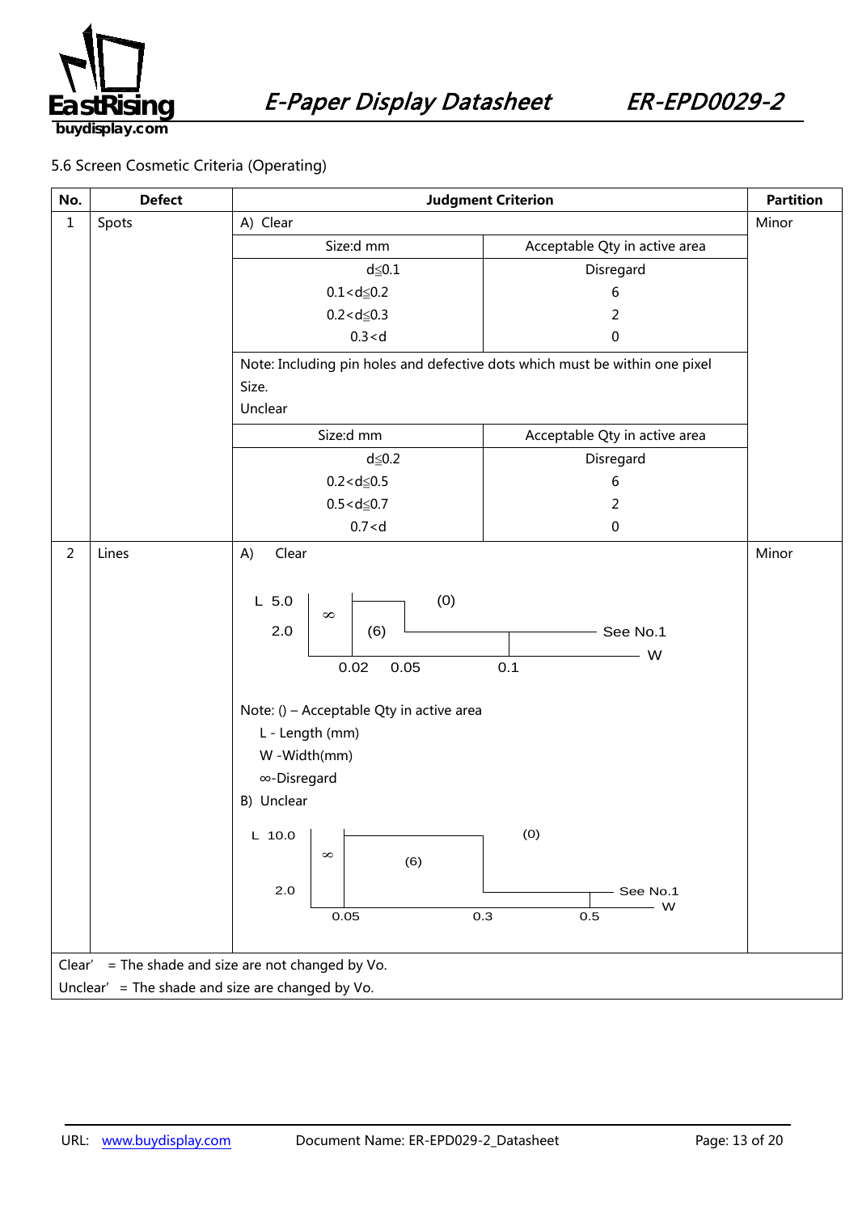5.6 Screen Cosmetic Criteria (Operating)

| No. | Defect | Judgment Criterion | | Partition |
|---|---|---|---|---|
| 1 | Spots | A) Clear | | Minor |
| | | Size:d mm | Acceptable Qty in active area | |
| | | d≦0.1 | Disregard | |
| | | 0.1<d≦0.2 | 6 | |
| | | 0.2<d≦0.3 | 2 | |
| | | 0.3<d | 0 | |
| | | Note: Including pin holes and defective dots which must be within one pixel Size. | | |
| | | Unclear | | |
| | | Size:d mm | Acceptable Qty in active area | |
| | | d≦0.2 | Disregard | |
| | | 0.2<d≦0.5 | 6 | |
| | | 0.5<d≦0.7 | 2 | |
| | | 0.7<d | 0 | |
| 2 | Lines | A) Clear<br>L 5.0 / 2.0; W 0.02, 0.05, 0.1; ∞, (6), (0), See No.1<br>Note: () – Acceptable Qty in active area<br>L - Length (mm)<br>W -Width(mm)<br>∞-Disregard<br>B) Unclear<br>L 10.0 / 2.0; W 0.05, 0.3, 0.5; ∞, (6), (0), See No.1 | | Minor |

Clear' = The shade and size are not changed by Vo.

Unclear' = The shade and size are changed by Vo.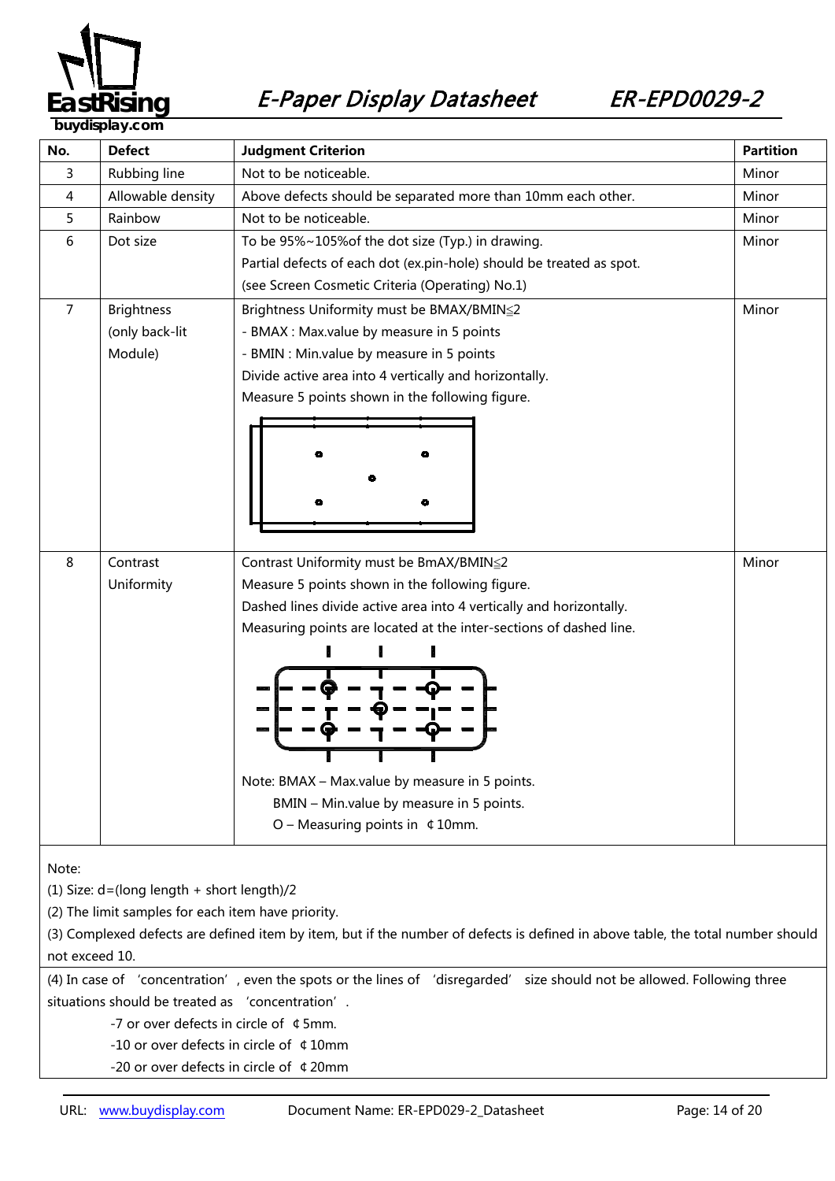| No. | Defect | Judgment Criterion | Partition |
|---|---|---|---|
| 3 | Rubbing line | Not to be noticeable. | Minor |
| 4 | Allowable density | Above defects should be separated more than 10mm each other. | Minor |
| 5 | Rainbow | Not to be noticeable. | Minor |
| 6 | Dot size | To be 95%~105%of the dot size (Typ.) in drawing.<br>Partial defects of each dot (ex.pin-hole) should be treated as spot.<br>(see Screen Cosmetic Criteria (Operating) No.1) | Minor |
| 7 | Brightness (only back-lit Module) | Brightness Uniformity must be BMAX/BMIN≦2<br>- BMAX : Max.value by measure in 5 points<br>- BMIN : Min.value by measure in 5 points<br>Divide active area into 4 vertically and horizontally.<br>Measure 5 points shown in the following figure. | Minor |
| 8 | Contrast Uniformity | Contrast Uniformity must be BmAX/BMIN≦2<br>Measure 5 points shown in the following figure.<br>Dashed lines divide active area into 4 vertically and horizontally.<br>Measuring points are located at the inter-sections of dashed line.<br>Note: BMAX – Max.value by measure in 5 points.<br>BMIN – Min.value by measure in 5 points.<br>O – Measuring points in ¢10mm. | Minor |

Note:

(1) Size: d=(long length + short length)/2

(2) The limit samples for each item have priority.

(3) Complexed defects are defined item by item, but if the number of defects is defined in above table, the total number should not exceed 10.

(4) In case of 'concentration', even the spots or the lines of 'disregarded' size should not be allowed. Following three situations should be treated as 'concentration'.

- -7 or over defects in circle of ¢5mm.
- -10 or over defects in circle of ¢10mm
- -20 or over defects in circle of ¢20mm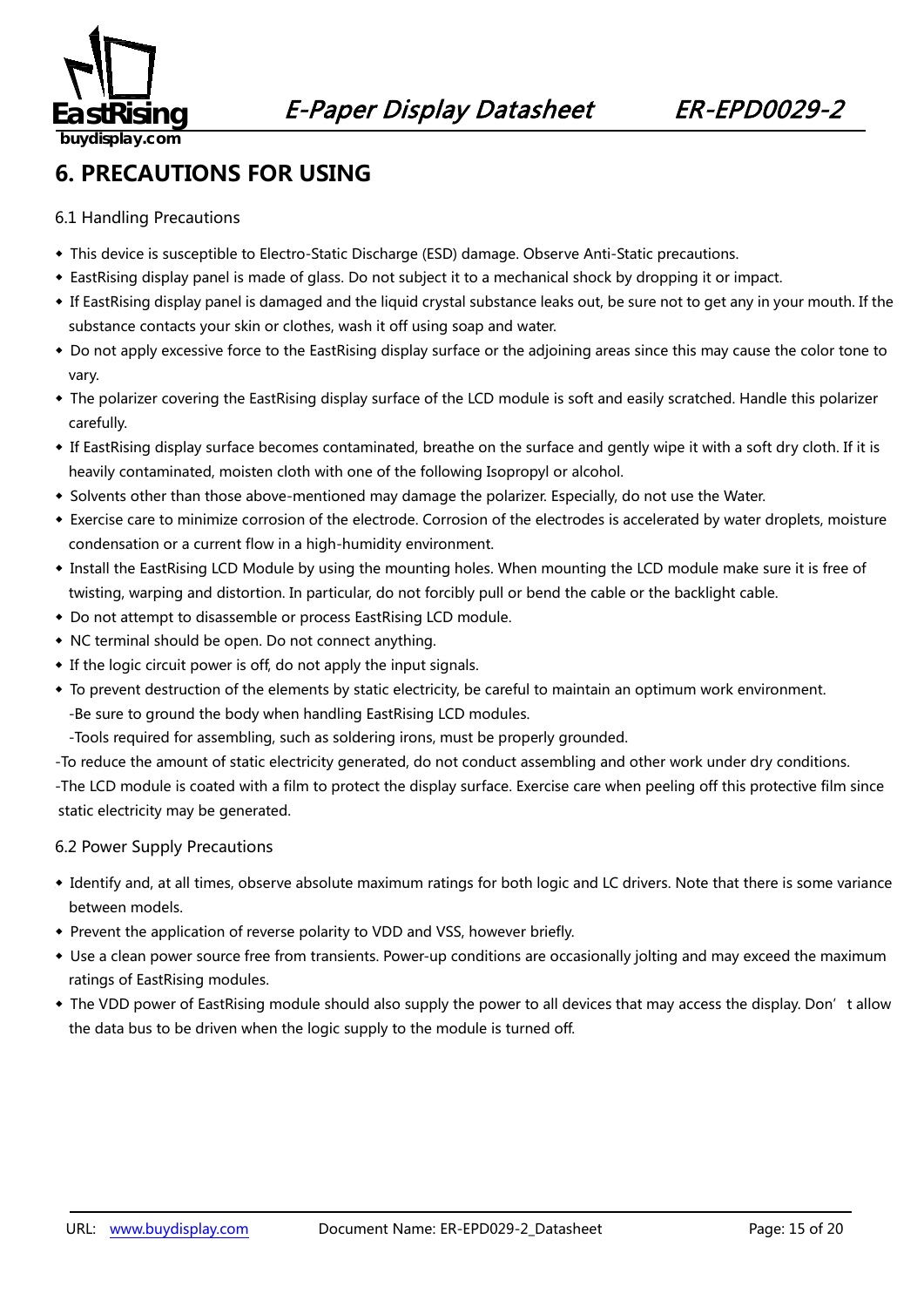# 6. PRECAUTIONS FOR USING

## 6.1 Handling Precautions

- This device is susceptible to Electro-Static Discharge (ESD) damage. Observe Anti-Static precautions.
- EastRising display panel is made of glass. Do not subject it to a mechanical shock by dropping it or impact.
- If EastRising display panel is damaged and the liquid crystal substance leaks out, be sure not to get any in your mouth. If the substance contacts your skin or clothes, wash it off using soap and water.
- Do not apply excessive force to the EastRising display surface or the adjoining areas since this may cause the color tone to vary.
- The polarizer covering the EastRising display surface of the LCD module is soft and easily scratched. Handle this polarizer carefully.
- If EastRising display surface becomes contaminated, breathe on the surface and gently wipe it with a soft dry cloth. If it is heavily contaminated, moisten cloth with one of the following Isopropyl or alcohol.
- Solvents other than those above-mentioned may damage the polarizer. Especially, do not use the Water.
- Exercise care to minimize corrosion of the electrode. Corrosion of the electrodes is accelerated by water droplets, moisture condensation or a current flow in a high-humidity environment.
- Install the EastRising LCD Module by using the mounting holes. When mounting the LCD module make sure it is free of twisting, warping and distortion. In particular, do not forcibly pull or bend the cable or the backlight cable.
- Do not attempt to disassemble or process EastRising LCD module.
- NC terminal should be open. Do not connect anything.
- If the logic circuit power is off, do not apply the input signals.
- To prevent destruction of the elements by static electricity, be careful to maintain an optimum work environment.
  -Be sure to ground the body when handling EastRising LCD modules.
  -Tools required for assembling, such as soldering irons, must be properly grounded.

-To reduce the amount of static electricity generated, do not conduct assembling and other work under dry conditions.

-The LCD module is coated with a film to protect the display surface. Exercise care when peeling off this protective film since static electricity may be generated.

## 6.2 Power Supply Precautions

- Identify and, at all times, observe absolute maximum ratings for both logic and LC drivers. Note that there is some variance between models.
- Prevent the application of reverse polarity to VDD and VSS, however briefly.
- Use a clean power source free from transients. Power-up conditions are occasionally jolting and may exceed the maximum ratings of EastRising modules.
- The VDD power of EastRising module should also supply the power to all devices that may access the display. Don't allow the data bus to be driven when the logic supply to the module is turned off.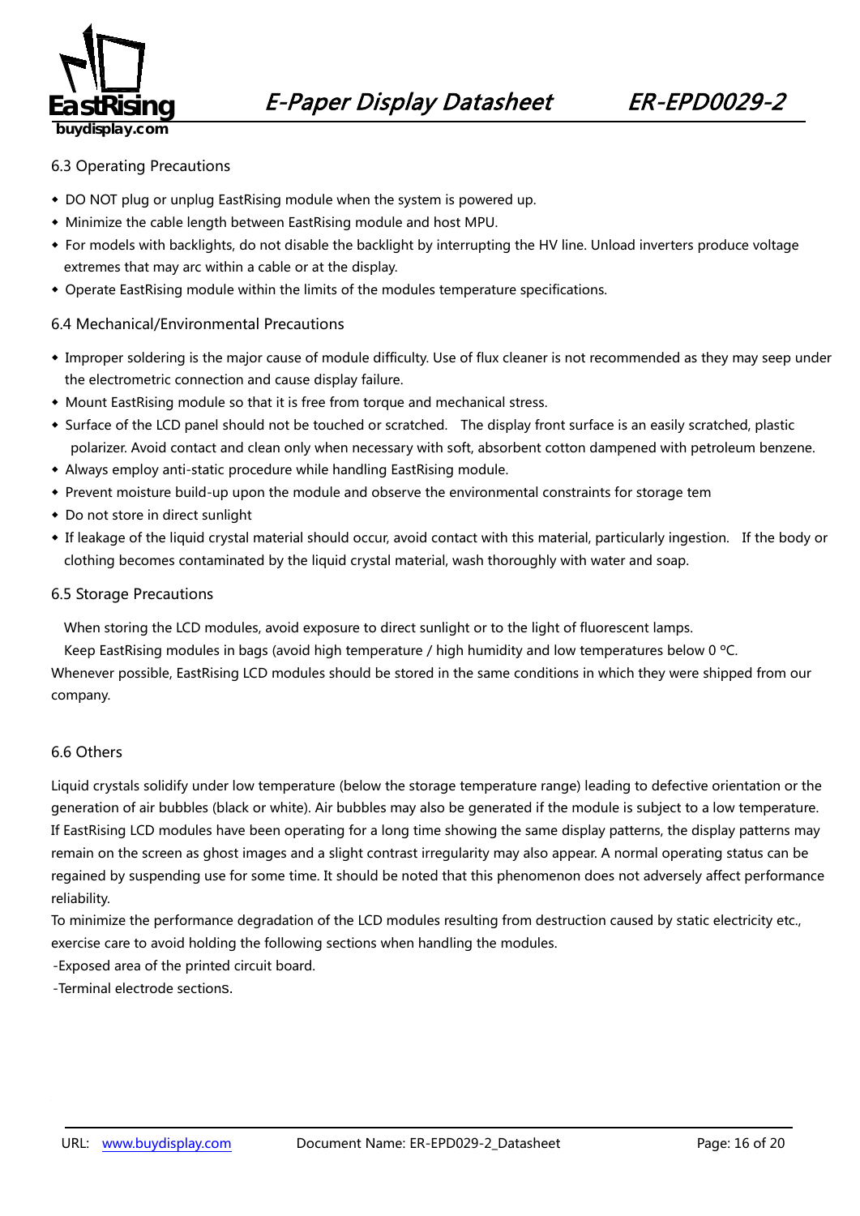### 6.3 Operating Precautions

- DO NOT plug or unplug EastRising module when the system is powered up.
- Minimize the cable length between EastRising module and host MPU.
- For models with backlights, do not disable the backlight by interrupting the HV line. Unload inverters produce voltage extremes that may arc within a cable or at the display.
- Operate EastRising module within the limits of the modules temperature specifications.

### 6.4 Mechanical/Environmental Precautions

- Improper soldering is the major cause of module difficulty. Use of flux cleaner is not recommended as they may seep under the electrometric connection and cause display failure.
- Mount EastRising module so that it is free from torque and mechanical stress.
- Surface of the LCD panel should not be touched or scratched. The display front surface is an easily scratched, plastic polarizer. Avoid contact and clean only when necessary with soft, absorbent cotton dampened with petroleum benzene.
- Always employ anti-static procedure while handling EastRising module.
- Prevent moisture build-up upon the module and observe the environmental constraints for storage tem
- Do not store in direct sunlight
- If leakage of the liquid crystal material should occur, avoid contact with this material, particularly ingestion. If the body or clothing becomes contaminated by the liquid crystal material, wash thoroughly with water and soap.

### 6.5 Storage Precautions

When storing the LCD modules, avoid exposure to direct sunlight or to the light of fluorescent lamps.

Keep EastRising modules in bags (avoid high temperature / high humidity and low temperatures below 0 ºC.

Whenever possible, EastRising LCD modules should be stored in the same conditions in which they were shipped from our company.

### 6.6 Others

Liquid crystals solidify under low temperature (below the storage temperature range) leading to defective orientation or the generation of air bubbles (black or white). Air bubbles may also be generated if the module is subject to a low temperature. If EastRising LCD modules have been operating for a long time showing the same display patterns, the display patterns may remain on the screen as ghost images and a slight contrast irregularity may also appear. A normal operating status can be regained by suspending use for some time. It should be noted that this phenomenon does not adversely affect performance reliability.

To minimize the performance degradation of the LCD modules resulting from destruction caused by static electricity etc., exercise care to avoid holding the following sections when handling the modules.

-Exposed area of the printed circuit board.

-Terminal electrode sections.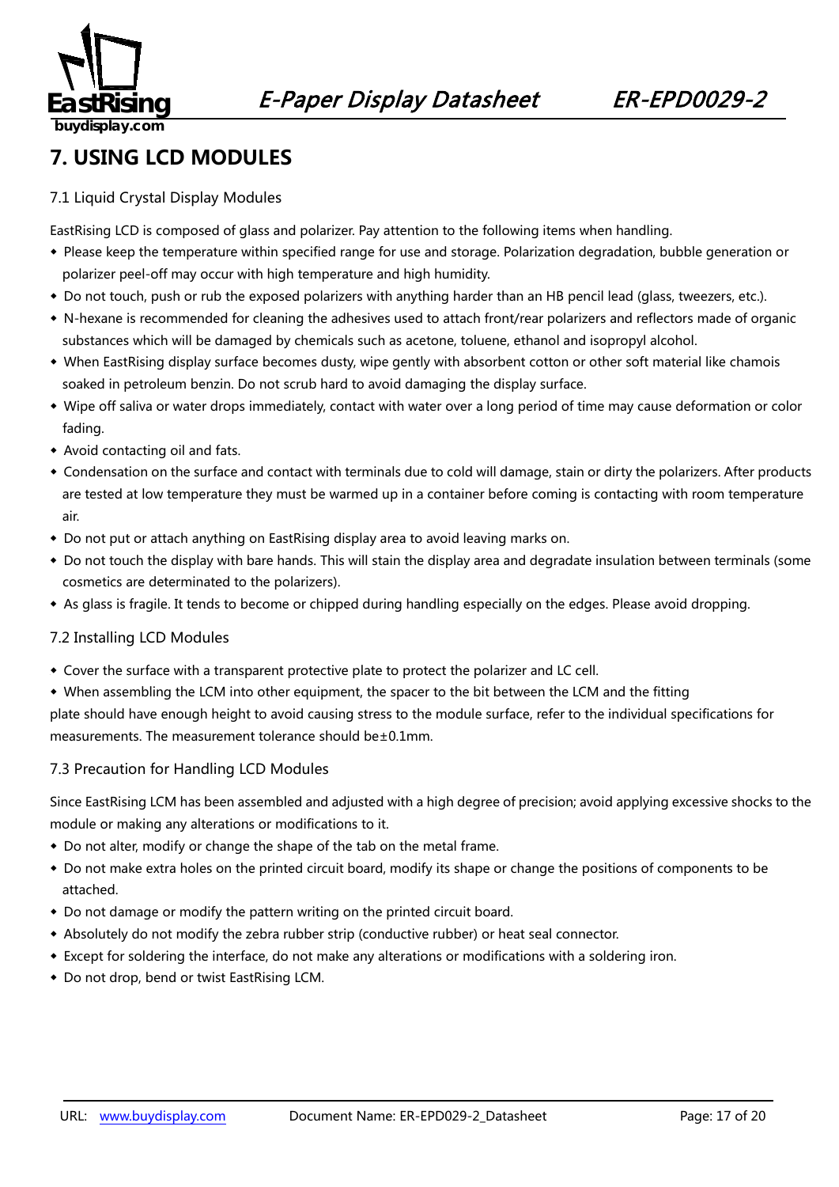# 7. USING LCD MODULES

## 7.1 Liquid Crystal Display Modules

EastRising LCD is composed of glass and polarizer. Pay attention to the following items when handling.

- Please keep the temperature within specified range for use and storage. Polarization degradation, bubble generation or polarizer peel-off may occur with high temperature and high humidity.
- Do not touch, push or rub the exposed polarizers with anything harder than an HB pencil lead (glass, tweezers, etc.).
- N-hexane is recommended for cleaning the adhesives used to attach front/rear polarizers and reflectors made of organic substances which will be damaged by chemicals such as acetone, toluene, ethanol and isopropyl alcohol.
- When EastRising display surface becomes dusty, wipe gently with absorbent cotton or other soft material like chamois soaked in petroleum benzin. Do not scrub hard to avoid damaging the display surface.
- Wipe off saliva or water drops immediately, contact with water over a long period of time may cause deformation or color fading.
- Avoid contacting oil and fats.
- Condensation on the surface and contact with terminals due to cold will damage, stain or dirty the polarizers. After products are tested at low temperature they must be warmed up in a container before coming is contacting with room temperature air.
- Do not put or attach anything on EastRising display area to avoid leaving marks on.
- Do not touch the display with bare hands. This will stain the display area and degradate insulation between terminals (some cosmetics are determinated to the polarizers).
- As glass is fragile. It tends to become or chipped during handling especially on the edges. Please avoid dropping.

## 7.2 Installing LCD Modules

- Cover the surface with a transparent protective plate to protect the polarizer and LC cell.
- When assembling the LCM into other equipment, the spacer to the bit between the LCM and the fitting

plate should have enough height to avoid causing stress to the module surface, refer to the individual specifications for measurements. The measurement tolerance should be±0.1mm.

## 7.3 Precaution for Handling LCD Modules

Since EastRising LCM has been assembled and adjusted with a high degree of precision; avoid applying excessive shocks to the module or making any alterations or modifications to it.

- Do not alter, modify or change the shape of the tab on the metal frame.
- Do not make extra holes on the printed circuit board, modify its shape or change the positions of components to be attached.
- Do not damage or modify the pattern writing on the printed circuit board.
- Absolutely do not modify the zebra rubber strip (conductive rubber) or heat seal connector.
- Except for soldering the interface, do not make any alterations or modifications with a soldering iron.
- Do not drop, bend or twist EastRising LCM.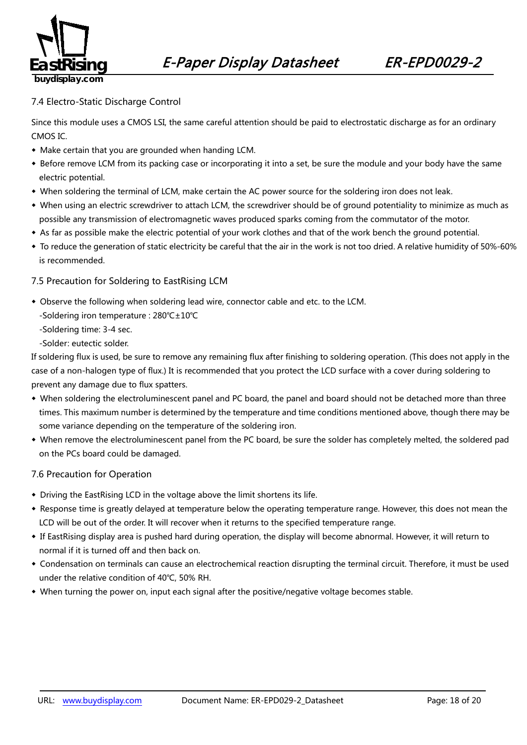## 7.4 Electro-Static Discharge Control

Since this module uses a CMOS LSI, the same careful attention should be paid to electrostatic discharge as for an ordinary CMOS IC.

- Make certain that you are grounded when handing LCM.
- Before remove LCM from its packing case or incorporating it into a set, be sure the module and your body have the same electric potential.
- When soldering the terminal of LCM, make certain the AC power source for the soldering iron does not leak.
- When using an electric screwdriver to attach LCM, the screwdriver should be of ground potentiality to minimize as much as possible any transmission of electromagnetic waves produced sparks coming from the commutator of the motor.
- As far as possible make the electric potential of your work clothes and that of the work bench the ground potential.
- To reduce the generation of static electricity be careful that the air in the work is not too dried. A relative humidity of 50%-60% is recommended.

## 7.5 Precaution for Soldering to EastRising LCM

- Observe the following when soldering lead wire, connector cable and etc. to the LCM.

  -Soldering iron temperature : 280℃±10℃

  -Soldering time: 3-4 sec.

  -Solder: eutectic solder.

If soldering flux is used, be sure to remove any remaining flux after finishing to soldering operation. (This does not apply in the case of a non-halogen type of flux.) It is recommended that you protect the LCD surface with a cover during soldering to prevent any damage due to flux spatters.

- When soldering the electroluminescent panel and PC board, the panel and board should not be detached more than three times. This maximum number is determined by the temperature and time conditions mentioned above, though there may be some variance depending on the temperature of the soldering iron.
- When remove the electroluminescent panel from the PC board, be sure the solder has completely melted, the soldered pad on the PCs board could be damaged.

## 7.6 Precaution for Operation

- Driving the EastRising LCD in the voltage above the limit shortens its life.
- Response time is greatly delayed at temperature below the operating temperature range. However, this does not mean the LCD will be out of the order. It will recover when it returns to the specified temperature range.
- If EastRising display area is pushed hard during operation, the display will become abnormal. However, it will return to normal if it is turned off and then back on.
- Condensation on terminals can cause an electrochemical reaction disrupting the terminal circuit. Therefore, it must be used under the relative condition of 40℃, 50% RH.
- When turning the power on, input each signal after the positive/negative voltage becomes stable.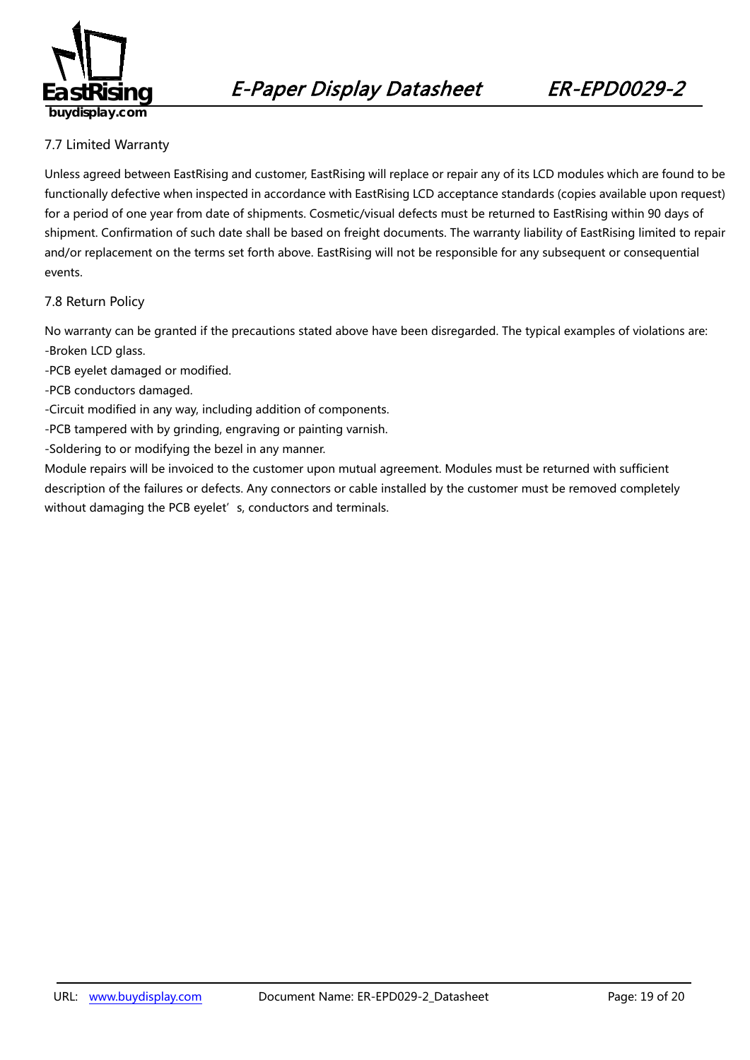## 7.7 Limited Warranty

Unless agreed between EastRising and customer, EastRising will replace or repair any of its LCD modules which are found to be functionally defective when inspected in accordance with EastRising LCD acceptance standards (copies available upon request) for a period of one year from date of shipments. Cosmetic/visual defects must be returned to EastRising within 90 days of shipment. Confirmation of such date shall be based on freight documents. The warranty liability of EastRising limited to repair and/or replacement on the terms set forth above. EastRising will not be responsible for any subsequent or consequential events.

## 7.8 Return Policy

No warranty can be granted if the precautions stated above have been disregarded. The typical examples of violations are:

-Broken LCD glass.

-PCB eyelet damaged or modified.

-PCB conductors damaged.

-Circuit modified in any way, including addition of components.

-PCB tampered with by grinding, engraving or painting varnish.

-Soldering to or modifying the bezel in any manner.

Module repairs will be invoiced to the customer upon mutual agreement. Modules must be returned with sufficient description of the failures or defects. Any connectors or cable installed by the customer must be removed completely without damaging the PCB eyelet's, conductors and terminals.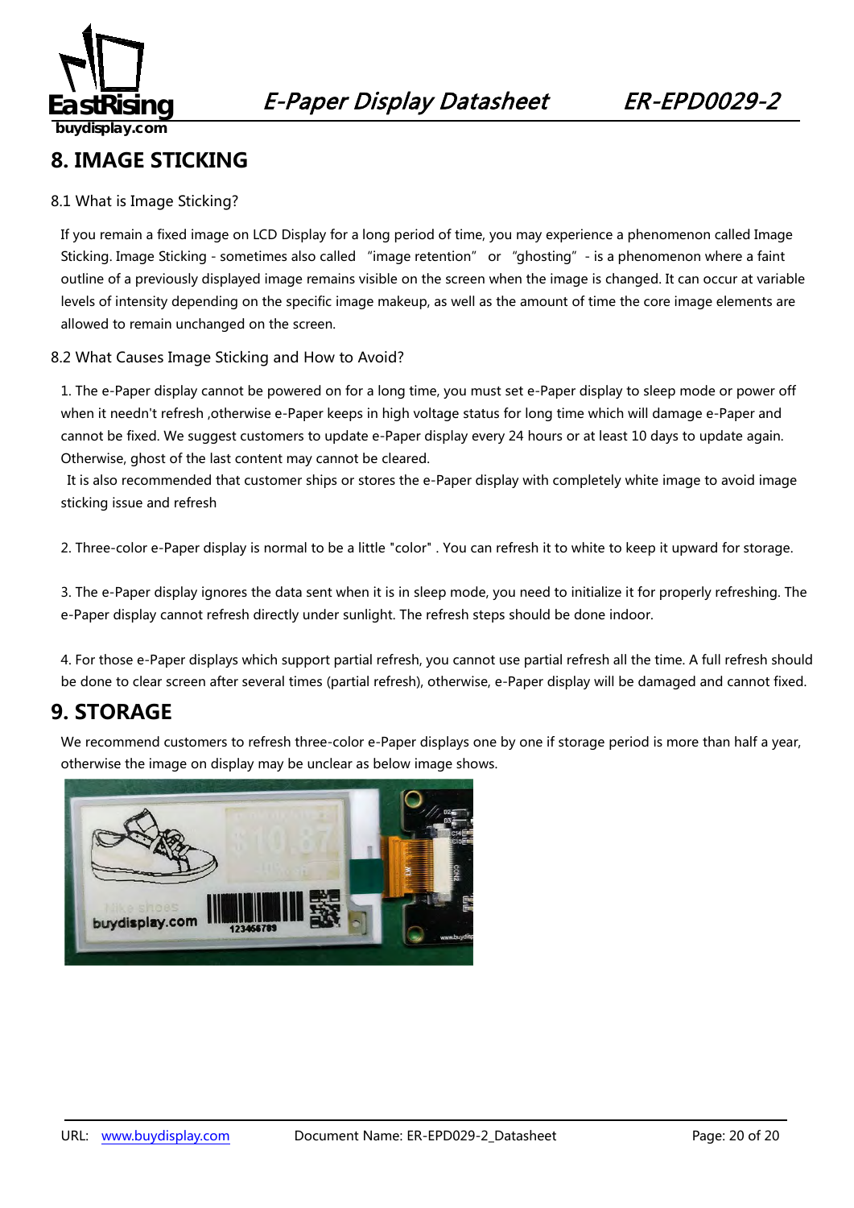# 8. IMAGE STICKING

## 8.1 What is Image Sticking?

If you remain a fixed image on LCD Display for a long period of time, you may experience a phenomenon called Image Sticking. Image Sticking - sometimes also called "image retention" or "ghosting" - is a phenomenon where a faint outline of a previously displayed image remains visible on the screen when the image is changed. It can occur at variable levels of intensity depending on the specific image makeup, as well as the amount of time the core image elements are allowed to remain unchanged on the screen.

## 8.2 What Causes Image Sticking and How to Avoid?

1. The e-Paper display cannot be powered on for a long time, you must set e-Paper display to sleep mode or power off when it needn't refresh ,otherwise e-Paper keeps in high voltage status for long time which will damage e-Paper and cannot be fixed. We suggest customers to update e-Paper display every 24 hours or at least 10 days to update again. Otherwise, ghost of the last content may cannot be cleared.
   It is also recommended that customer ships or stores the e-Paper display with completely white image to avoid image sticking issue and refresh

2. Three-color e-Paper display is normal to be a little "color" . You can refresh it to white to keep it upward for storage.

3. The e-Paper display ignores the data sent when it is in sleep mode, you need to initialize it for properly refreshing. The e-Paper display cannot refresh directly under sunlight. The refresh steps should be done indoor.

4. For those e-Paper displays which support partial refresh, you cannot use partial refresh all the time. A full refresh should be done to clear screen after several times (partial refresh), otherwise, e-Paper display will be damaged and cannot fixed.

# 9. STORAGE

We recommend customers to refresh three-color e-Paper displays one by one if storage period is more than half a year, otherwise the image on display may be unclear as below image shows.